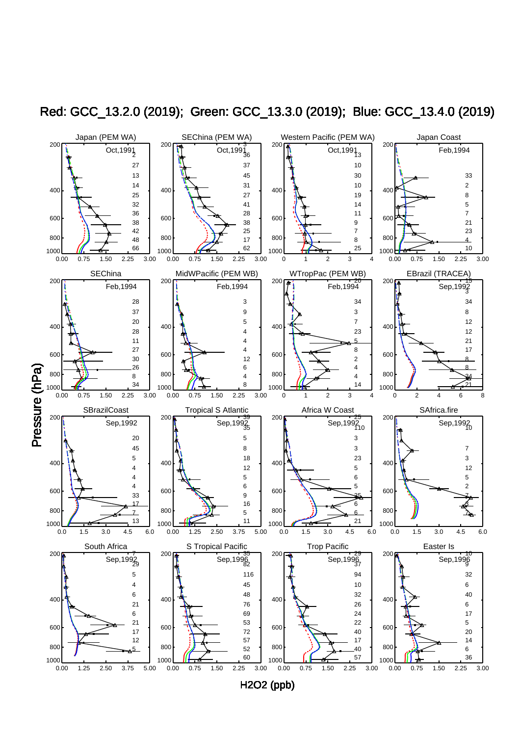# Red: GCC_13.2.0 (2019); Green: GCC_13.3.0 (2019); Blue: GCC_13.4.0 (2019)

Pressure (hPa)

H2O2 (ppb)

Japan (PEM WA) — Oct,1991

SEChina (PEM WA) — Oct,1991

Western Pacific (PEM WA) — Oct,1991

Japan Coast — Feb,1994

SEChina — Feb,1994

MidWPacific (PEM WB) — Feb,1994

WTropPac (PEM WB) — Feb,1994

EBrazil (TRACEA) — Sep,1992

SBrazilCoast — Sep,1992

Tropical S Atlantic — Sep,1992

Africa W Coast — Sep,1992

SAfrica.fire — Sep,1992

South Africa — Sep,1992

S Tropical Pacific — Sep,1996

Trop Pacific — Sep,1996

Easter Is — Sep,1996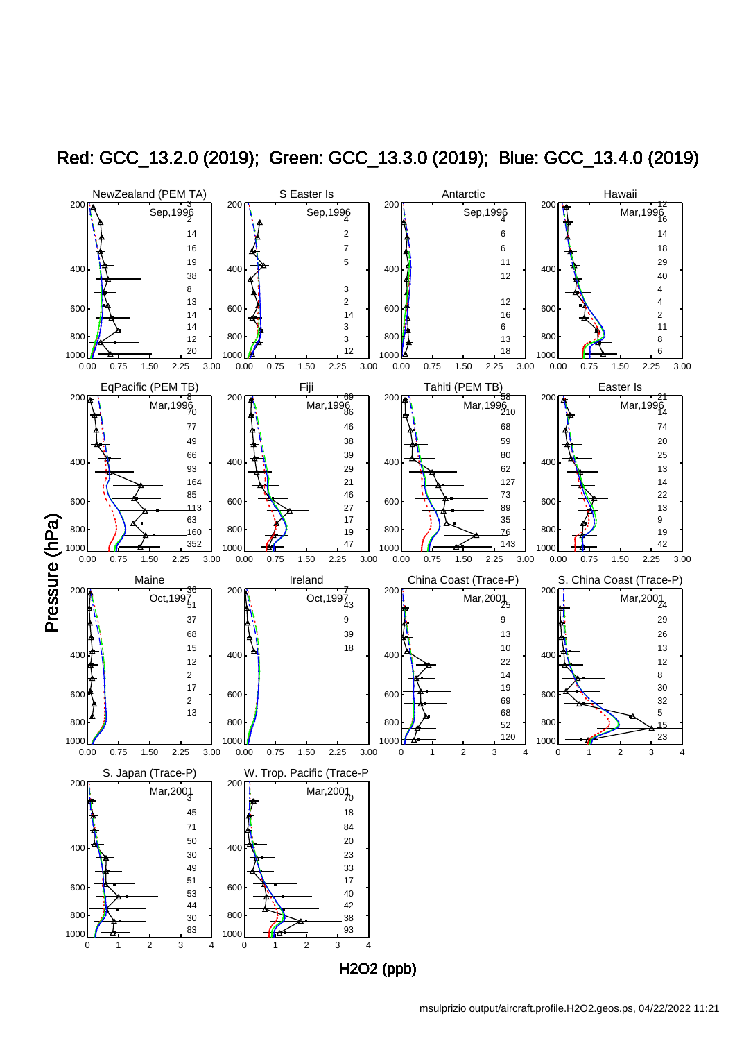Red: GCC_13.2.0 (2019); Green: GCC_13.3.0 (2019); Blue: GCC_13.4.0 (2019)

NewZealand (PEM TA)
Sep,1996
3
2
14
16
19
38
8
13
14
14
12
20

S Easter Is
Sep,1996
4
2
7
5
3
2
14
3
3
12

Antarctic
Sep,1996
4
6
6
11
12
12
16
6
13
18

Hawaii
Mar,1996
12
16
14
18
29
40
4
4
2
11
8
6

EqPacific (PEM TB)
Mar,1996
8
70
77
49
66
93
164
85
113
63
160
352

Fiji
Mar,1996
69
86
46
38
39
29
21
46
27
17
19
47

Tahiti (PEM TB)
Mar,1996
58
210
68
59
80
62
127
73
89
35
76
143

Easter Is
Mar,1996
21
14
74
20
25
13
14
22
13
9
19
42

Maine
Oct,1997
36
51
37
68
15
12
2
17
2
13

Ireland
Oct,1997
7
43
9
39
18

China Coast (Trace-P)
Mar,2001
25
9
13
10
22
14
19
69
68
52
120

S. China Coast (Trace-P)
Mar,2001
24
29
26
13
12
8
30
32
5
15
23

S. Japan (Trace-P)
Mar,2001
3
45
71
50
30
49
51
53
44
30
83

W. Trop. Pacific (Trace-P
Mar,2001
70
18
84
20
23
33
17
40
42
38
93

Pressure (hPa)

H2O2 (ppb)

msulprizio output/aircraft.profile.H2O2.geos.ps, 04/22/2022 11:21